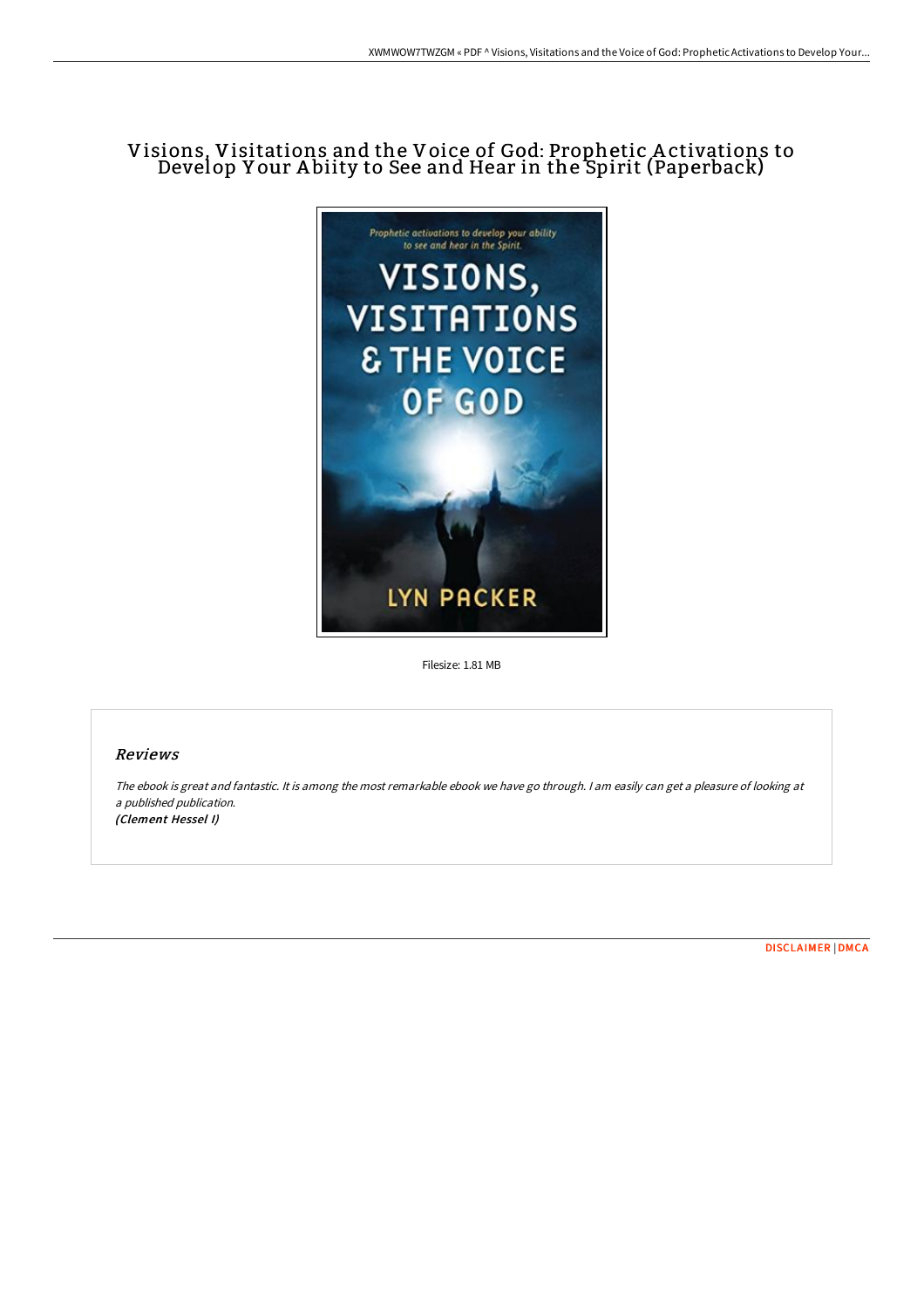# Visions, Visitations and the Voice of God: Prophetic Activations to Develop Your Abiity to See and Hear in the Spirit (Paperback)

Filesize: 1.81 MB

## *Reviews*

*The ebook is great and fantastic. It is among the most remarkable ebook we have go through. I am easily can get a pleasure of looking at a published publication.*
***(Clement Hessel I)***

DISCLAIMER | DMCA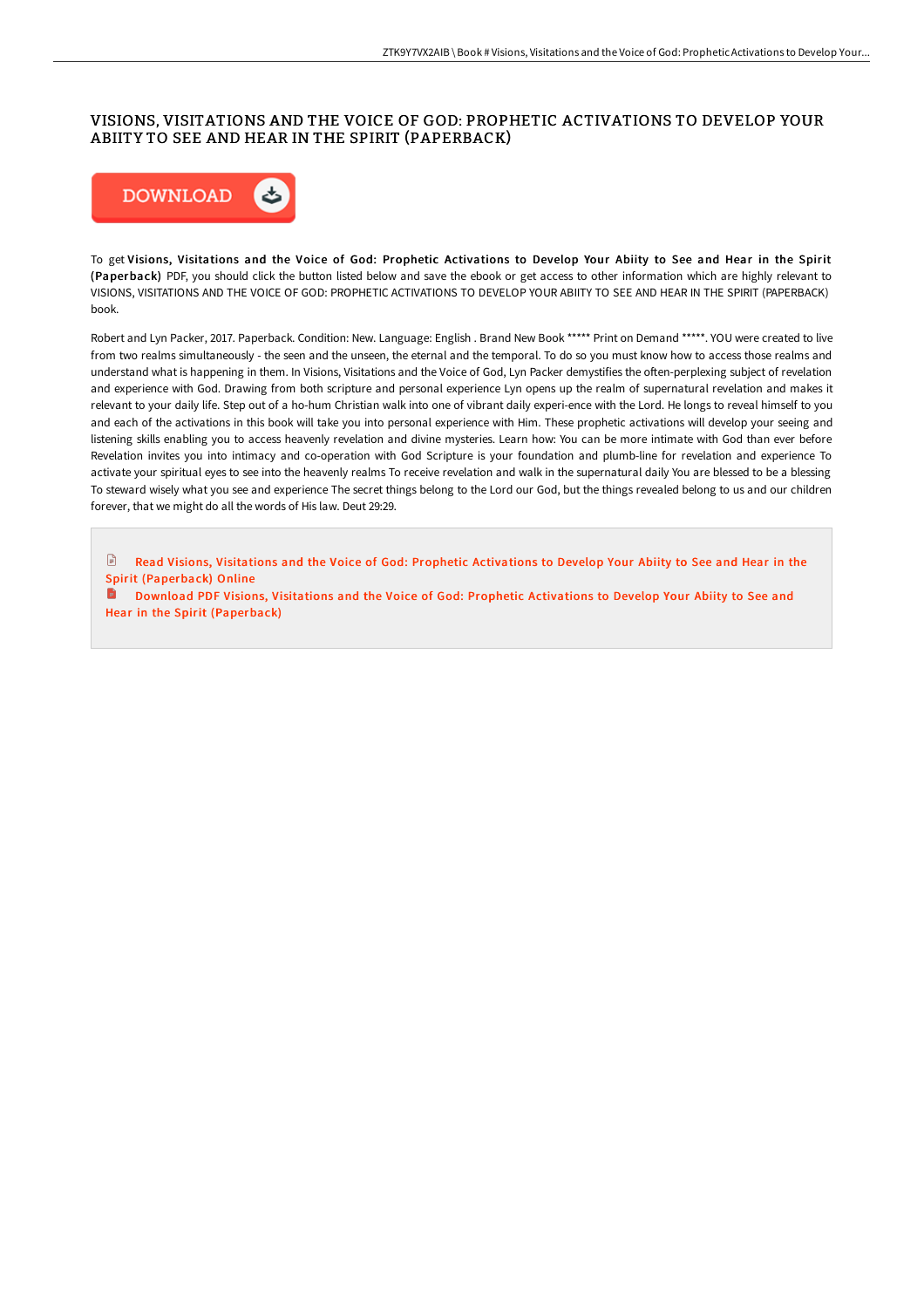# VISIONS, VISITATIONS AND THE VOICE OF GOD: PROPHETIC ACTIVATIONS TO DEVELOP YOUR ABIITY TO SEE AND HEAR IN THE SPIRIT (PAPERBACK)

DOWNLOAD

To get **Visions, Visitations and the Voice of God: Prophetic Activations to Develop Your Abiity to See and Hear in the Spirit (Paperback)** PDF, you should click the button listed below and save the ebook or get access to other information which are highly relevant to VISIONS, VISITATIONS AND THE VOICE OF GOD: PROPHETIC ACTIVATIONS TO DEVELOP YOUR ABIITY TO SEE AND HEAR IN THE SPIRIT (PAPERBACK) book.

Robert and Lyn Packer, 2017. Paperback. Condition: New. Language: English . Brand New Book ***** Print on Demand *****. YOU were created to live from two realms simultaneously - the seen and the unseen, the eternal and the temporal. To do so you must know how to access those realms and understand what is happening in them. In Visions, Visitations and the Voice of God, Lyn Packer demystifies the often-perplexing subject of revelation and experience with God. Drawing from both scripture and personal experience Lyn opens up the realm of supernatural revelation and makes it relevant to your daily life. Step out of a ho-hum Christian walk into one of vibrant daily experi-ence with the Lord. He longs to reveal himself to you and each of the activations in this book will take you into personal experience with Him. These prophetic activations will develop your seeing and listening skills enabling you to access heavenly revelation and divine mysteries. Learn how: You can be more intimate with God than ever before Revelation invites you into intimacy and co-operation with God Scripture is your foundation and plumb-line for revelation and experience To activate your spiritual eyes to see into the heavenly realms To receive revelation and walk in the supernatural daily You are blessed to be a blessing To steward wisely what you see and experience The secret things belong to the Lord our God, but the things revealed belong to us and our children forever, that we might do all the words of His law. Deut 29:29.

Read Visions, Visitations and the Voice of God: Prophetic Activations to Develop Your Abiity to See and Hear in the Spirit (Paperback) Online

Download PDF Visions, Visitations and the Voice of God: Prophetic Activations to Develop Your Abiity to See and Hear in the Spirit (Paperback)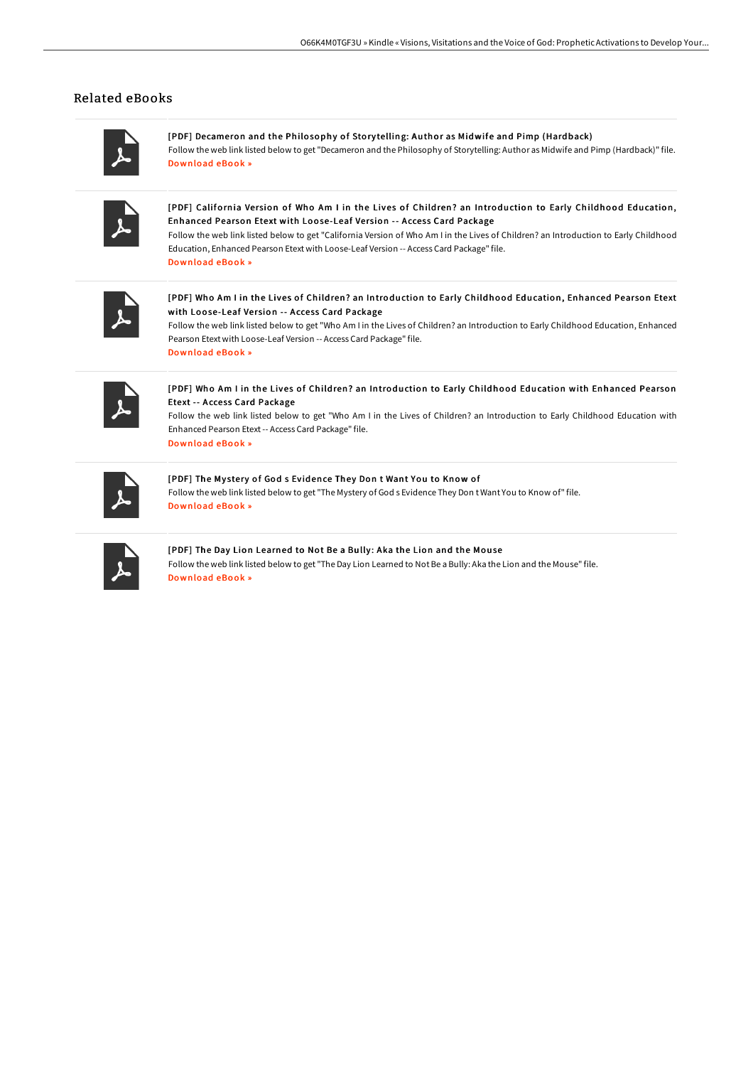## Related eBooks

[PDF] Decameron and the Philosophy of Storytelling: Author as Midwife and Pimp (Hardback)
Follow the web link listed below to get "Decameron and the Philosophy of Storytelling: Author as Midwife and Pimp (Hardback)" file.
Download eBook »

[PDF] California Version of Who Am I in the Lives of Children? an Introduction to Early Childhood Education, Enhanced Pearson Etext with Loose-Leaf Version -- Access Card Package
Follow the web link listed below to get "California Version of Who Am I in the Lives of Children? an Introduction to Early Childhood Education, Enhanced Pearson Etext with Loose-Leaf Version -- Access Card Package" file.
Download eBook »

[PDF] Who Am I in the Lives of Children? an Introduction to Early Childhood Education, Enhanced Pearson Etext with Loose-Leaf Version -- Access Card Package
Follow the web link listed below to get "Who Am I in the Lives of Children? an Introduction to Early Childhood Education, Enhanced Pearson Etext with Loose-Leaf Version -- Access Card Package" file.
Download eBook »

[PDF] Who Am I in the Lives of Children? an Introduction to Early Childhood Education with Enhanced Pearson Etext -- Access Card Package
Follow the web link listed below to get "Who Am I in the Lives of Children? an Introduction to Early Childhood Education with Enhanced Pearson Etext -- Access Card Package" file.
Download eBook »

[PDF] The Mystery of God s Evidence They Don t Want You to Know of
Follow the web link listed below to get "The Mystery of God s Evidence They Don t Want You to Know of" file.
Download eBook »

[PDF] The Day Lion Learned to Not Be a Bully: Aka the Lion and the Mouse
Follow the web link listed below to get "The Day Lion Learned to Not Be a Bully: Aka the Lion and the Mouse" file.
Download eBook »